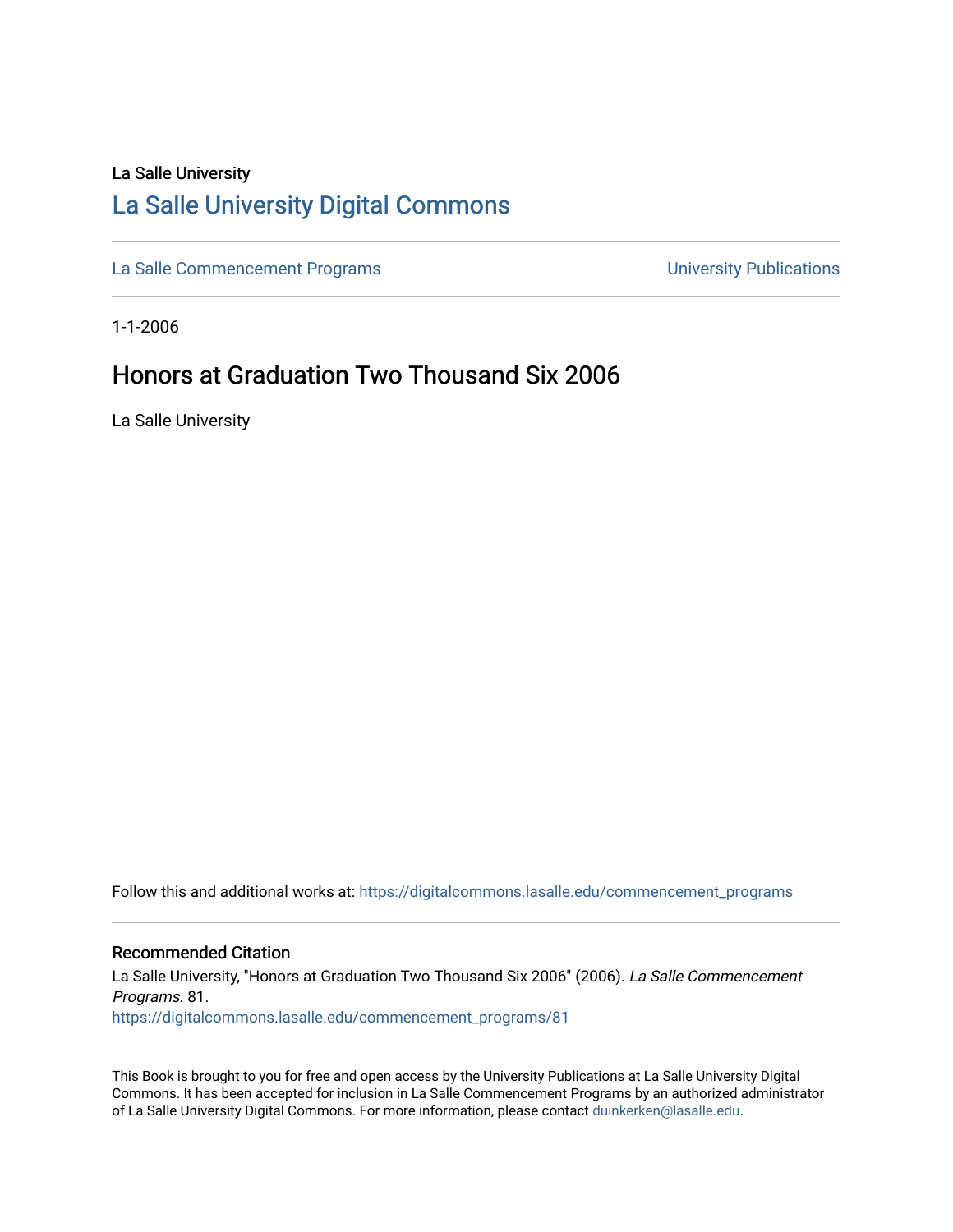La Salle University

# La Salle University Digital Commons

La Salle Commencement Programs

University Publications

1-1-2006

## Honors at Graduation Two Thousand Six 2006

La Salle University

Follow this and additional works at: https://digitalcommons.lasalle.edu/commencement_programs

### Recommended Citation

La Salle University, "Honors at Graduation Two Thousand Six 2006" (2006). *La Salle Commencement Programs*. 81.
https://digitalcommons.lasalle.edu/commencement_programs/81

This Book is brought to you for free and open access by the University Publications at La Salle University Digital Commons. It has been accepted for inclusion in La Salle Commencement Programs by an authorized administrator of La Salle University Digital Commons. For more information, please contact duinkerken@lasalle.edu.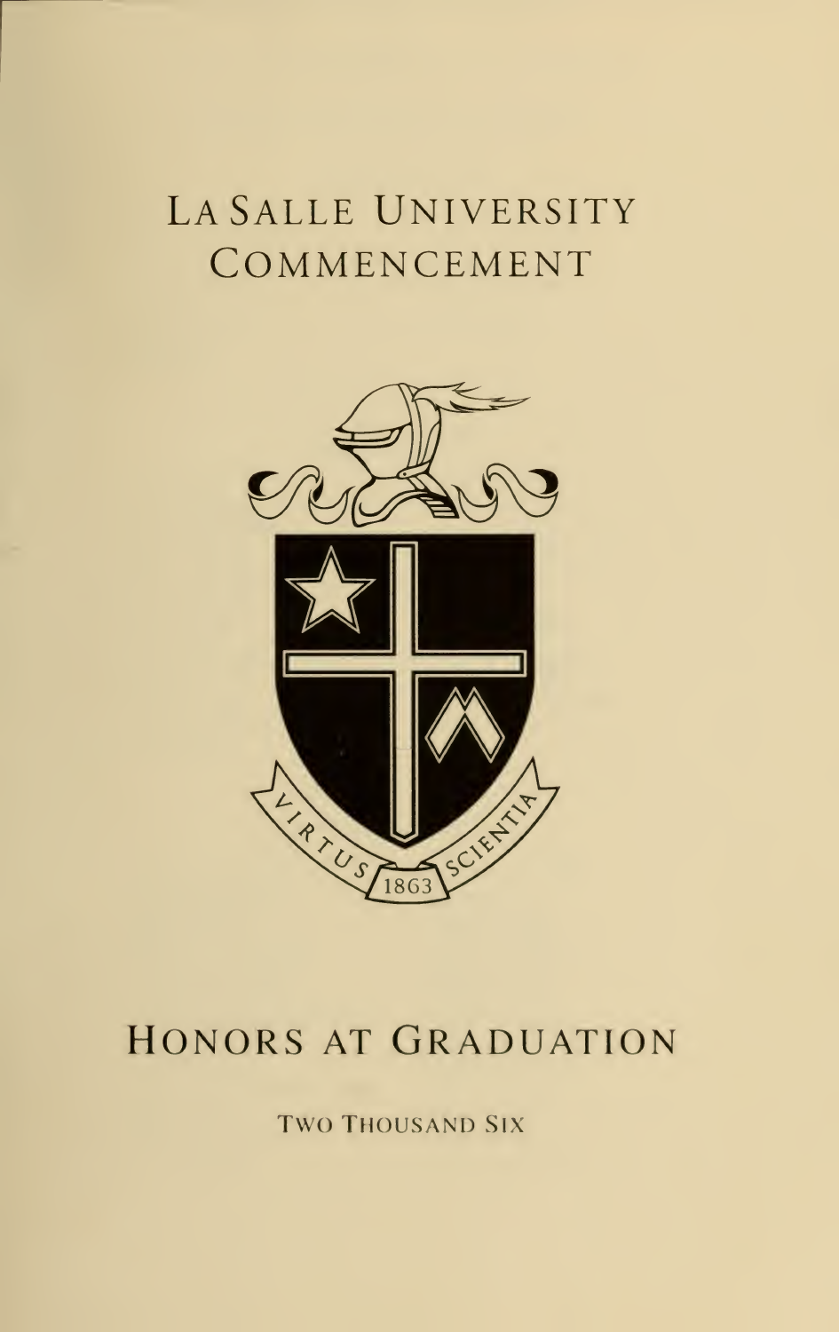# La Salle University Commencement

VIRTUS SCIENTIA 1863

# Honors at Graduation

Two Thousand Six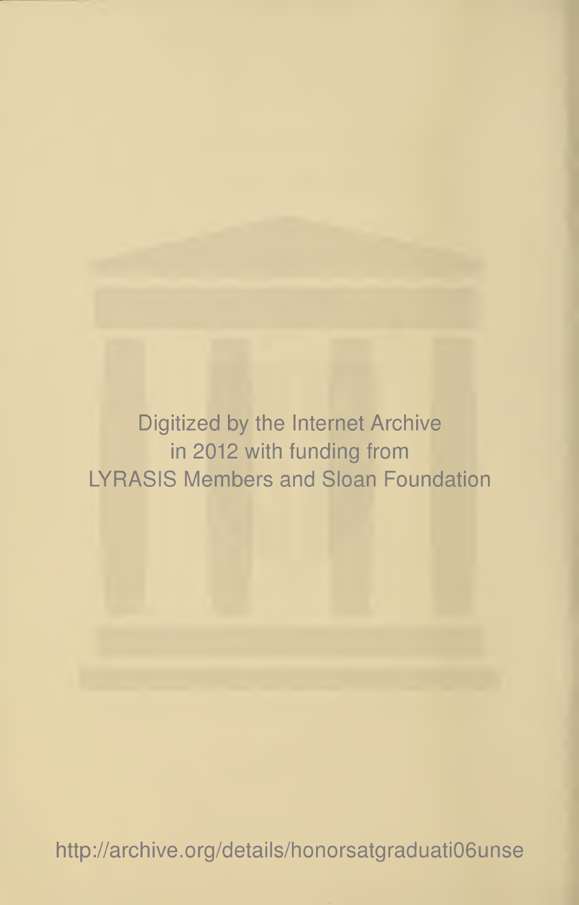Digitized by the Internet Archive
in 2012 with funding from
LYRASIS Members and Sloan Foundation

http://archive.org/details/honorsatgraduati06unse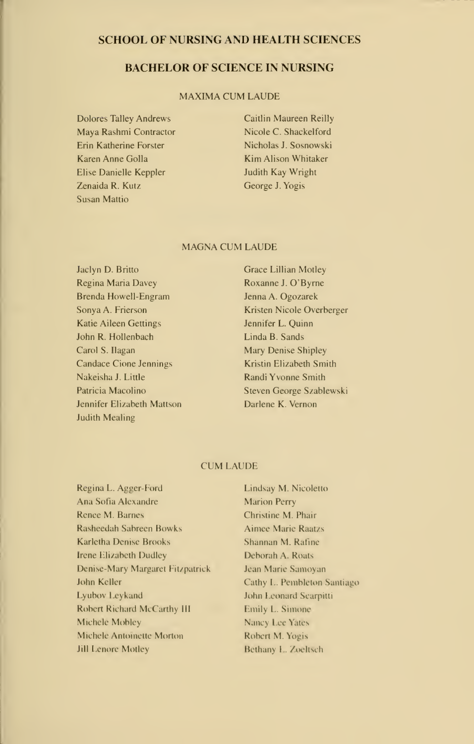## SCHOOL OF NURSING AND HEALTH SCIENCES

## BACHELOR OF SCIENCE IN NURSING

### MAXIMA CUM LAUDE

Dolores Talley Andrews
Maya Rashmi Contractor
Erin Katherine Forster
Karen Anne Golla
Elise Danielle Keppler
Zenaida R. Kutz
Susan Mattio
Caitlin Maureen Reilly
Nicole C. Shackelford
Nicholas J. Sosnowski
Kim Alison Whitaker
Judith Kay Wright
George J. Yogis

### MAGNA CUM LAUDE

Jaclyn D. Britto
Regina Maria Davey
Brenda Howell-Engram
Sonya A. Frierson
Katie Aileen Gettings
John R. Hollenbach
Carol S. Ilagan
Candace Cione Jennings
Nakeisha J. Little
Patricia Macolino
Jennifer Elizabeth Mattson
Judith Mealing
Grace Lillian Motley
Roxanne J. O'Byrne
Jenna A. Ogozarek
Kristen Nicole Overberger
Jennifer L. Quinn
Linda B. Sands
Mary Denise Shipley
Kristin Elizabeth Smith
Randi Yvonne Smith
Steven George Szablewski
Darlene K. Vernon

### CUM LAUDE

Regina L. Agger-Ford
Ana Sofia Alexandre
Renee M. Barnes
Rasheedah Sabreen Bowks
Karletha Denise Brooks
Irene Elizabeth Dudley
Denise-Mary Margaret Fitzpatrick
John Keller
Lyubov Leykand
Robert Richard McCarthy III
Michele Mobley
Michele Antoinette Morton
Jill Lenore Motley
Lindsay M. Nicoletto
Marion Perry
Christine M. Phair
Aimee Marie Raatzs
Shannan M. Rafine
Deborah A. Roats
Jean Marie Samoyan
Cathy L. Pembleton Santiago
John Leonard Scarpitti
Emily L. Simone
Nancy Lee Yates
Robert M. Yogis
Bethany L. Zoeltsch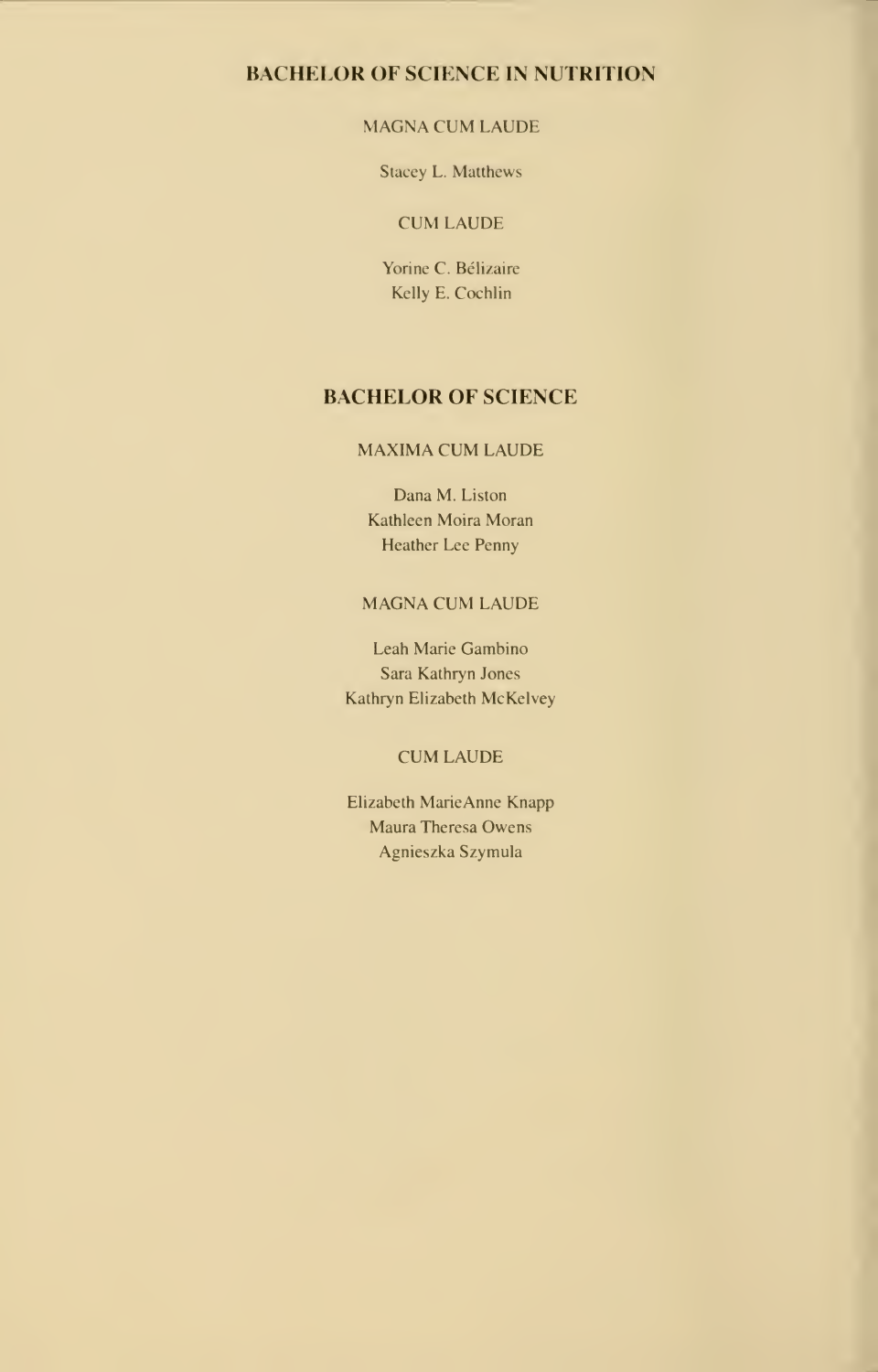## BACHELOR OF SCIENCE IN NUTRITION

### MAGNA CUM LAUDE

Stacey L. Matthews

### CUM LAUDE

Yorine C. Bélizaire
Kelly E. Cochlin

## BACHELOR OF SCIENCE

### MAXIMA CUM LAUDE

Dana M. Liston
Kathleen Moira Moran
Heather Lee Penny

### MAGNA CUM LAUDE

Leah Marie Gambino
Sara Kathryn Jones
Kathryn Elizabeth McKelvey

### CUM LAUDE

Elizabeth MarieAnne Knapp
Maura Theresa Owens
Agnieszka Szymula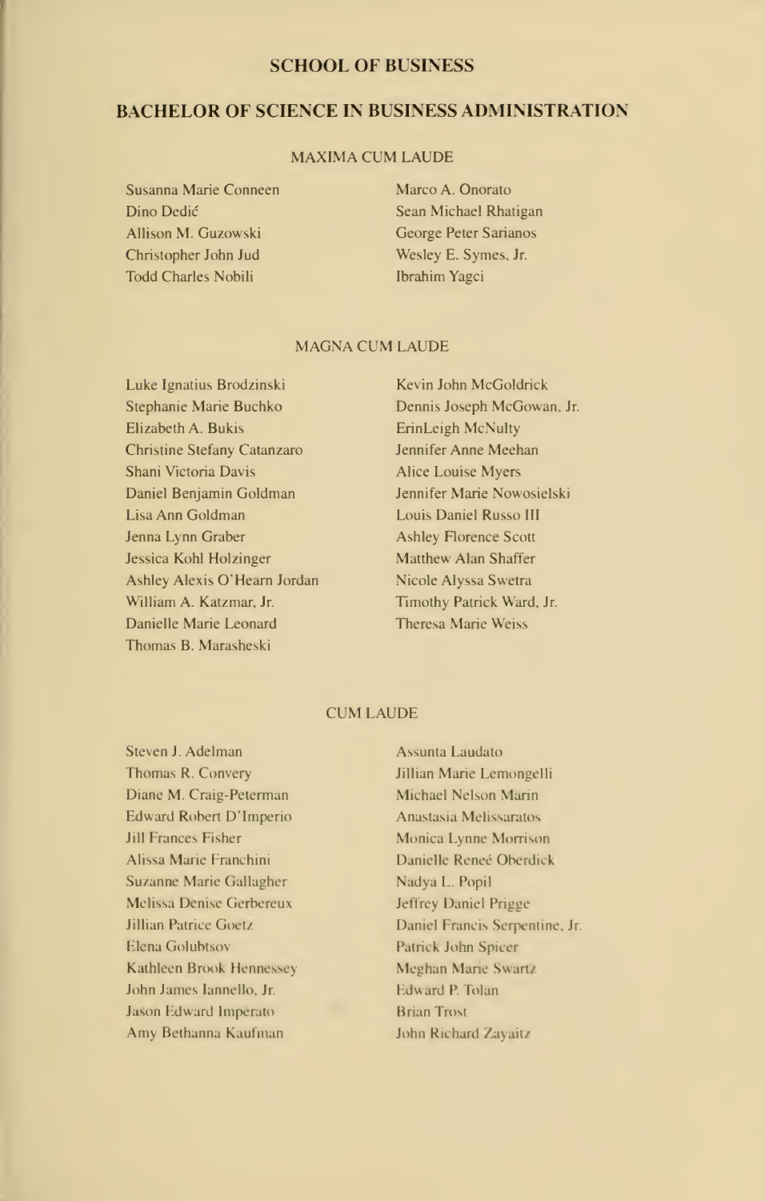## SCHOOL OF BUSINESS

## BACHELOR OF SCIENCE IN BUSINESS ADMINISTRATION

### MAXIMA CUM LAUDE

Susanna Marie Conneen
Dino Dedić
Allison M. Guzowski
Christopher John Jud
Todd Charles Nobili
Marco A. Onorato
Sean Michael Rhatigan
George Peter Sarianos
Wesley E. Symes, Jr.
Ibrahim Yagci

### MAGNA CUM LAUDE

Luke Ignatius Brodzinski
Stephanie Marie Buchko
Elizabeth A. Bukis
Christine Stefany Catanzaro
Shani Victoria Davis
Daniel Benjamin Goldman
Lisa Ann Goldman
Jenna Lynn Graber
Jessica Kohl Holzinger
Ashley Alexis O'Hearn Jordan
William A. Katzmar, Jr.
Danielle Marie Leonard
Thomas B. Marasheski
Kevin John McGoldrick
Dennis Joseph McGowan, Jr.
ErinLeigh McNulty
Jennifer Anne Meehan
Alice Louise Myers
Jennifer Marie Nowosielski
Louis Daniel Russo III
Ashley Florence Scott
Matthew Alan Shaffer
Nicole Alyssa Swetra
Timothy Patrick Ward, Jr.
Theresa Marie Weiss

### CUM LAUDE

Steven J. Adelman
Thomas R. Convery
Diane M. Craig-Peterman
Edward Robert D'Imperio
Jill Frances Fisher
Alissa Marie Franchini
Suzanne Marie Gallagher
Melissa Denise Gerbereux
Jillian Patrice Goetz
Elena Golubtsov
Kathleen Brook Hennessey
John James Iannello, Jr.
Jason Edward Imperato
Amy Bethanna Kaufman
Assunta Laudato
Jillian Marie Lemongelli
Michael Nelson Marin
Anastasia Melissaratos
Monica Lynne Morrison
Danielle Reneé Oberdick
Nadya L. Popil
Jeffrey Daniel Prigge
Daniel Francis Serpentine, Jr.
Patrick John Spicer
Meghan Marie Swartz
Edward P. Tolan
Brian Trost
John Richard Zayaitz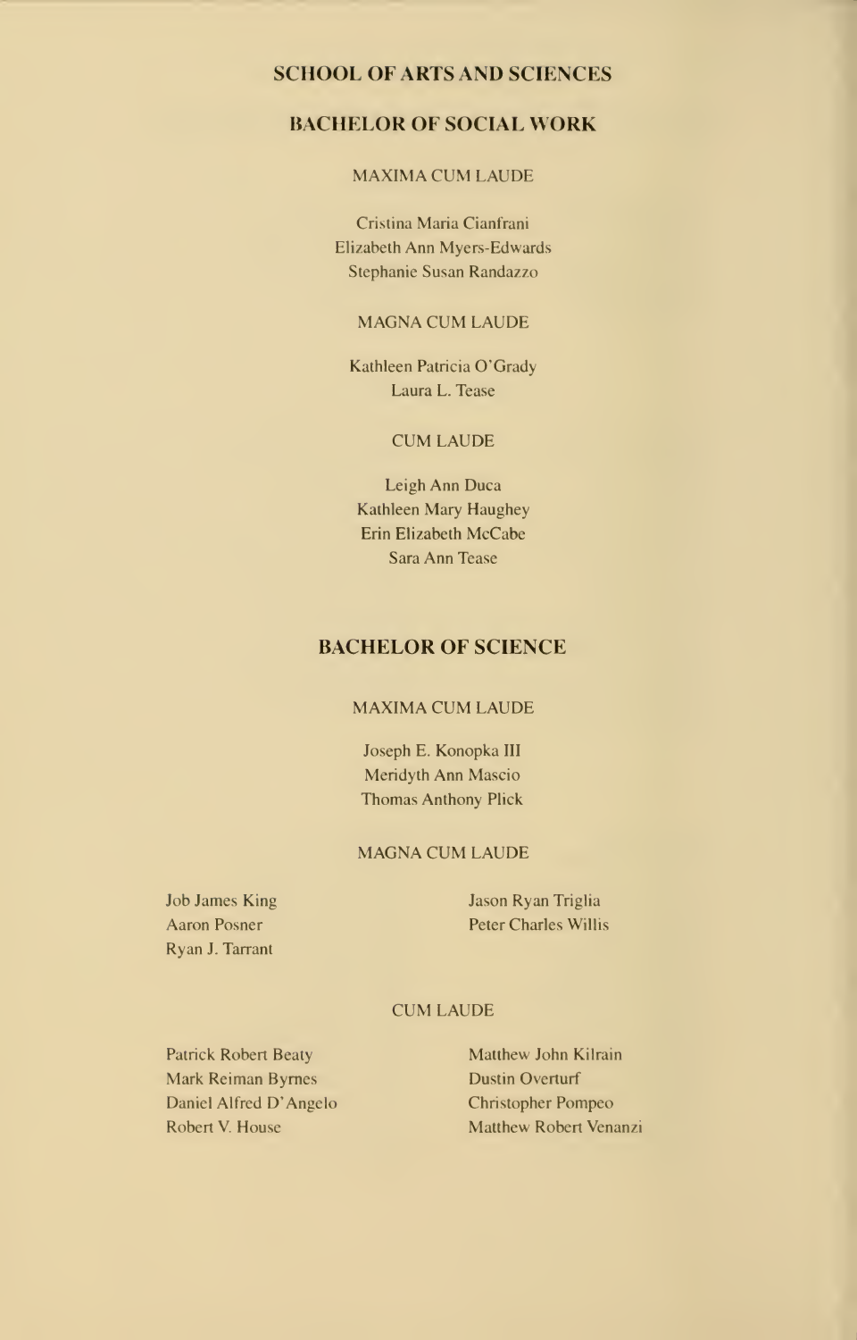## SCHOOL OF ARTS AND SCIENCES

### BACHELOR OF SOCIAL WORK

MAXIMA CUM LAUDE

Cristina Maria Cianfrani
Elizabeth Ann Myers-Edwards
Stephanie Susan Randazzo

MAGNA CUM LAUDE

Kathleen Patricia O'Grady
Laura L. Tease

CUM LAUDE

Leigh Ann Duca
Kathleen Mary Haughey
Erin Elizabeth McCabe
Sara Ann Tease

### BACHELOR OF SCIENCE

MAXIMA CUM LAUDE

Joseph E. Konopka III
Meridyth Ann Mascio
Thomas Anthony Plick

MAGNA CUM LAUDE

Job James King
Aaron Posner
Ryan J. Tarrant
Jason Ryan Triglia
Peter Charles Willis

CUM LAUDE

Patrick Robert Beaty
Mark Reiman Byrnes
Daniel Alfred D'Angelo
Robert V. House
Matthew John Kilrain
Dustin Overturf
Christopher Pompeo
Matthew Robert Venanzi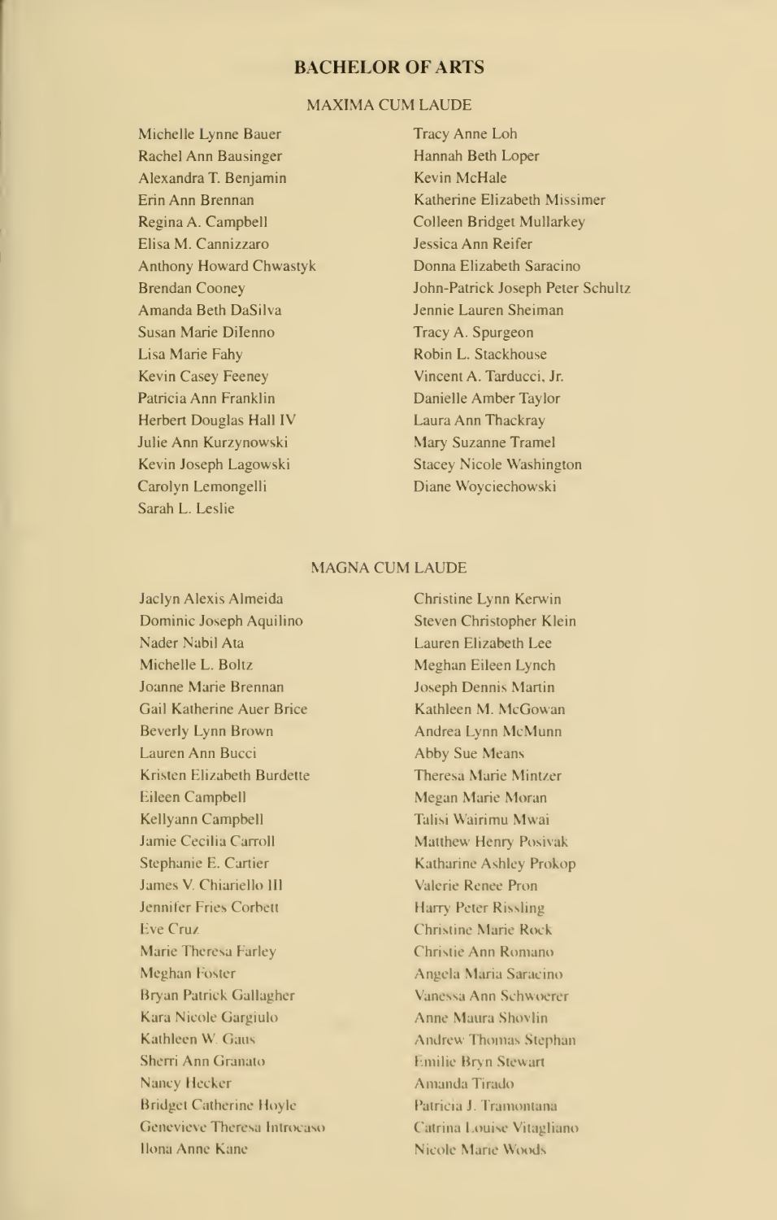## BACHELOR OF ARTS

### MAXIMA CUM LAUDE

Michelle Lynne Bauer
Rachel Ann Bausinger
Alexandra T. Benjamin
Erin Ann Brennan
Regina A. Campbell
Elisa M. Cannizzaro
Anthony Howard Chwastyk
Brendan Cooney
Amanda Beth DaSilva
Susan Marie DiIenno
Lisa Marie Fahy
Kevin Casey Feeney
Patricia Ann Franklin
Herbert Douglas Hall IV
Julie Ann Kurzynowski
Kevin Joseph Lagowski
Carolyn Lemongelli
Sarah L. Leslie
Tracy Anne Loh
Hannah Beth Loper
Kevin McHale
Katherine Elizabeth Missimer
Colleen Bridget Mullarkey
Jessica Ann Reifer
Donna Elizabeth Saracino
John-Patrick Joseph Peter Schultz
Jennie Lauren Sheiman
Tracy A. Spurgeon
Robin L. Stackhouse
Vincent A. Tarducci, Jr.
Danielle Amber Taylor
Laura Ann Thackray
Mary Suzanne Tramel
Stacey Nicole Washington
Diane Woyciechowski

### MAGNA CUM LAUDE

Jaclyn Alexis Almeida
Dominic Joseph Aquilino
Nader Nabil Ata
Michelle L. Boltz
Joanne Marie Brennan
Gail Katherine Auer Brice
Beverly Lynn Brown
Lauren Ann Bucci
Kristen Elizabeth Burdette
Eileen Campbell
Kellyann Campbell
Jamie Cecilia Carroll
Stephanie E. Cartier
James V. Chiariello III
Jennifer Fries Corbett
Eve Cruz
Marie Theresa Farley
Meghan Foster
Bryan Patrick Gallagher
Kara Nicole Gargiulo
Kathleen W. Gaus
Sherri Ann Granato
Nancy Hecker
Bridget Catherine Hoyle
Genevieve Theresa Introcaso
Ilona Anne Kane
Christine Lynn Kerwin
Steven Christopher Klein
Lauren Elizabeth Lee
Meghan Eileen Lynch
Joseph Dennis Martin
Kathleen M. McGowan
Andrea Lynn McMunn
Abby Sue Means
Theresa Marie Mintzer
Megan Marie Moran
Talisi Wairimu Mwai
Matthew Henry Posivak
Katharine Ashley Prokop
Valerie Renee Pron
Harry Peter Rissling
Christine Marie Rock
Christie Ann Romano
Angela Maria Saracino
Vanessa Ann Schwoerer
Anne Maura Shovlin
Andrew Thomas Stephan
Emilie Bryn Stewart
Amanda Tirado
Patricia J. Tramontana
Catrina Louise Vitagliano
Nicole Marie Woods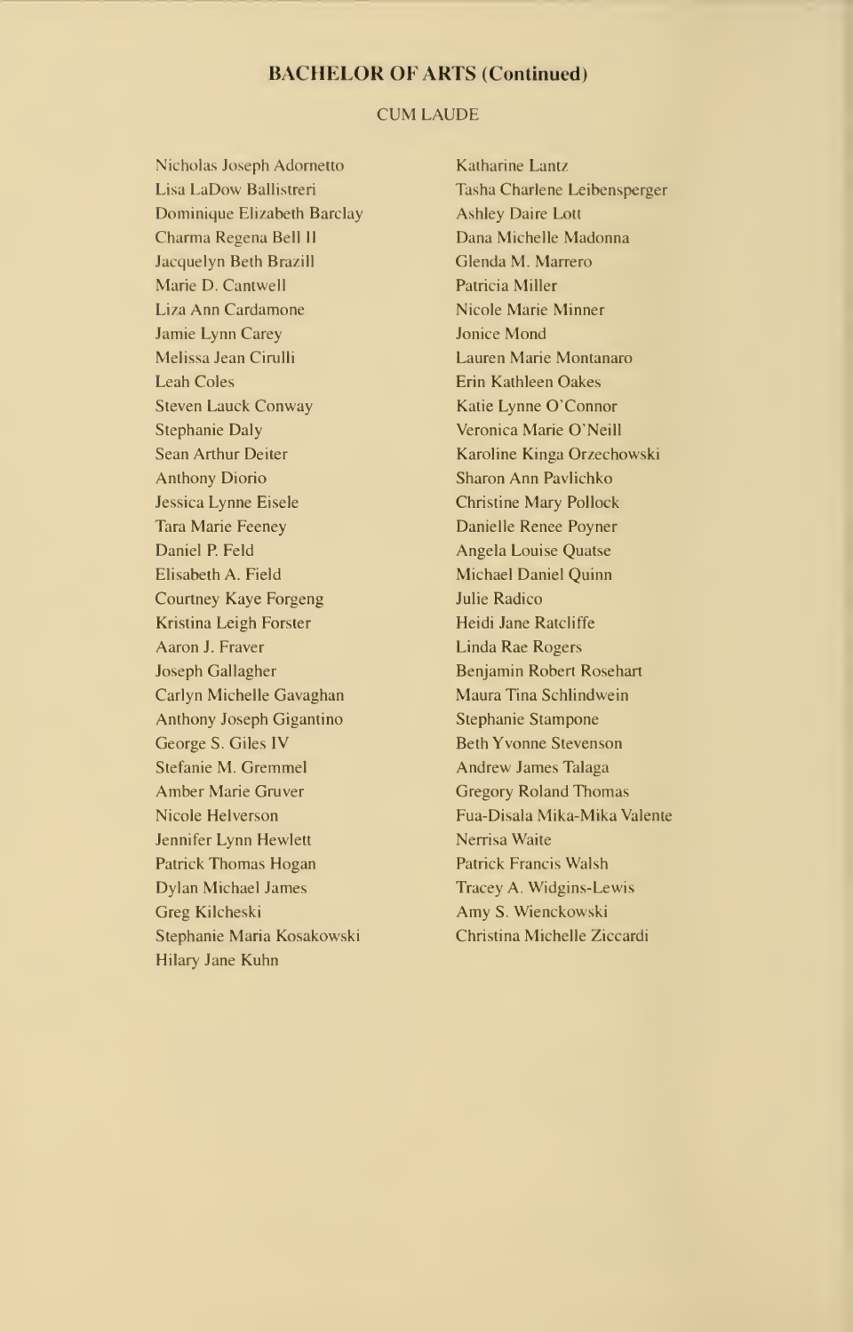## BACHELOR OF ARTS (Continued)

### CUM LAUDE

Nicholas Joseph Adornetto
Lisa LaDow Ballistreri
Dominique Elizabeth Barclay
Charma Regena Bell II
Jacquelyn Beth Brazill
Marie D. Cantwell
Liza Ann Cardamone
Jamie Lynn Carey
Melissa Jean Cirulli
Leah Coles
Steven Lauck Conway
Stephanie Daly
Sean Arthur Deiter
Anthony Diorio
Jessica Lynne Eisele
Tara Marie Feeney
Daniel P. Feld
Elisabeth A. Field
Courtney Kaye Forgeng
Kristina Leigh Forster
Aaron J. Fraver
Joseph Gallagher
Carlyn Michelle Gavaghan
Anthony Joseph Gigantino
George S. Giles IV
Stefanie M. Gremmel
Amber Marie Gruver
Nicole Helverson
Jennifer Lynn Hewlett
Patrick Thomas Hogan
Dylan Michael James
Greg Kilcheski
Stephanie Maria Kosakowski
Hilary Jane Kuhn
Katharine Lantz
Tasha Charlene Leibensperger
Ashley Daire Lott
Dana Michelle Madonna
Glenda M. Marrero
Patricia Miller
Nicole Marie Minner
Jonice Mond
Lauren Marie Montanaro
Erin Kathleen Oakes
Katie Lynne O'Connor
Veronica Marie O'Neill
Karoline Kinga Orzechowski
Sharon Ann Pavlichko
Christine Mary Pollock
Danielle Renee Poyner
Angela Louise Quatse
Michael Daniel Quinn
Julie Radico
Heidi Jane Ratcliffe
Linda Rae Rogers
Benjamin Robert Rosehart
Maura Tina Schlindwein
Stephanie Stampone
Beth Yvonne Stevenson
Andrew James Talaga
Gregory Roland Thomas
Fua-Disala Mika-Mika Valente
Nerrisa Waite
Patrick Francis Walsh
Tracey A. Widgins-Lewis
Amy S. Wienckowski
Christina Michelle Ziccardi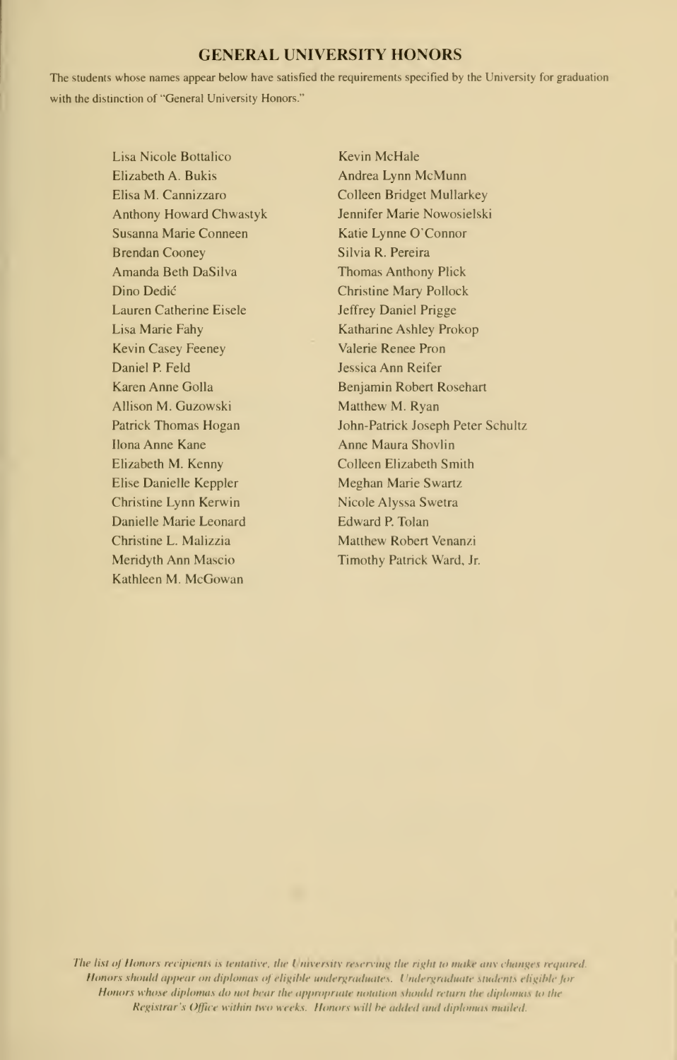## GENERAL UNIVERSITY HONORS

The students whose names appear below have satisfied the requirements specified by the University for graduation with the distinction of "General University Honors."

Lisa Nicole Bottalico
Elizabeth A. Bukis
Elisa M. Cannizzaro
Anthony Howard Chwastyk
Susanna Marie Conneen
Brendan Cooney
Amanda Beth DaSilva
Dino Dedić
Lauren Catherine Eisele
Lisa Marie Fahy
Kevin Casey Feeney
Daniel P. Feld
Karen Anne Golla
Allison M. Guzowski
Patrick Thomas Hogan
Ilona Anne Kane
Elizabeth M. Kenny
Elise Danielle Keppler
Christine Lynn Kerwin
Danielle Marie Leonard
Christine L. Malizzia
Meridyth Ann Mascio
Kathleen M. McGowan
Kevin McHale
Andrea Lynn McMunn
Colleen Bridget Mullarkey
Jennifer Marie Nowosielski
Katie Lynne O'Connor
Silvia R. Pereira
Thomas Anthony Plick
Christine Mary Pollock
Jeffrey Daniel Prigge
Katharine Ashley Prokop
Valerie Renee Pron
Jessica Ann Reifer
Benjamin Robert Rosehart
Matthew M. Ryan
John-Patrick Joseph Peter Schultz
Anne Maura Shovlin
Colleen Elizabeth Smith
Meghan Marie Swartz
Nicole Alyssa Swetra
Edward P. Tolan
Matthew Robert Venanzi
Timothy Patrick Ward, Jr.

*The list of Honors recipients is tentative, the University reserving the right to make any changes required. Honors should appear on diplomas of eligible undergraduates. Undergraduate students eligible for Honors whose diplomas do not bear the appropriate notation should return the diplomas to the Registrar's Office within two weeks. Honors will be added and diplomas mailed.*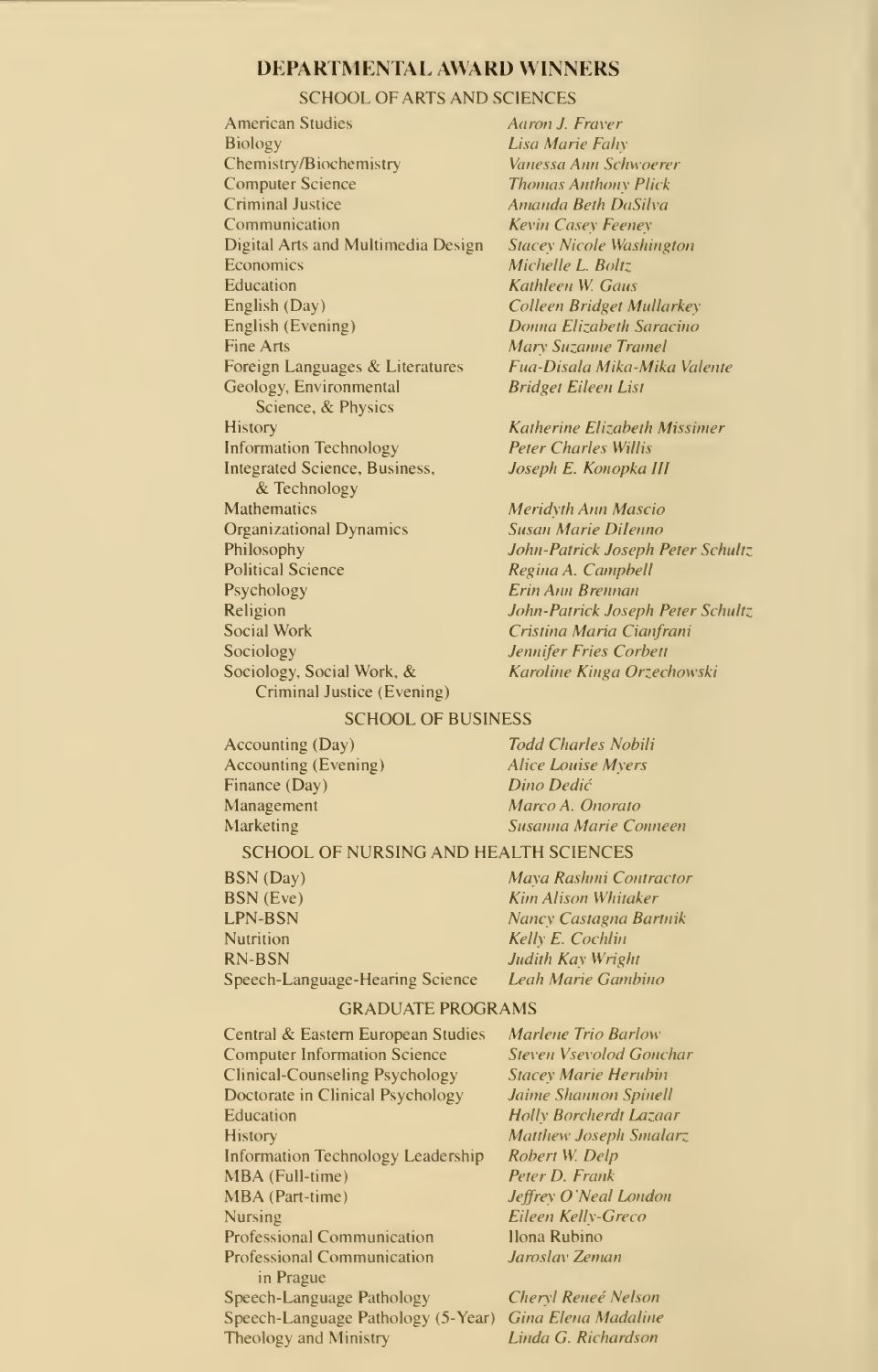# DEPARTMENTAL AWARD WINNERS

## SCHOOL OF ARTS AND SCIENCES

| | |
|---|---|
| American Studies | *Aaron J. Fraver* |
| Biology | *Lisa Marie Fahy* |
| Chemistry/Biochemistry | *Vanessa Ann Schwoerer* |
| Computer Science | *Thomas Anthony Plick* |
| Criminal Justice | *Amanda Beth DaSilva* |
| Communication | *Kevin Casey Feeney* |
| Digital Arts and Multimedia Design | *Stacey Nicole Washington* |
| Economics | *Michelle L. Boltz* |
| Education | *Kathleen W. Gaus* |
| English (Day) | *Colleen Bridget Mullarkey* |
| English (Evening) | *Donna Elizabeth Saracino* |
| Fine Arts | *Mary Suzanne Tramel* |
| Foreign Languages & Literatures | *Fua-Disala Mika-Mika Valente* |
| Geology, Environmental Science, & Physics | *Bridget Eileen List* |
| History | *Katherine Elizabeth Missimer* |
| Information Technology | *Peter Charles Willis* |
| Integrated Science, Business, & Technology | *Joseph E. Konopka III* |
| Mathematics | *Meridyth Ann Mascio* |
| Organizational Dynamics | *Susan Marie Dilenno* |
| Philosophy | *John-Patrick Joseph Peter Schultz* |
| Political Science | *Regina A. Campbell* |
| Psychology | *Erin Ann Brennan* |
| Religion | *John-Patrick Joseph Peter Schultz* |
| Social Work | *Cristina Maria Cianfrani* |
| Sociology | *Jennifer Fries Corbett* |
| Sociology, Social Work, & Criminal Justice (Evening) | *Karoline Kinga Orzechowski* |

## SCHOOL OF BUSINESS

| | |
|---|---|
| Accounting (Day) | *Todd Charles Nobili* |
| Accounting (Evening) | *Alice Louise Myers* |
| Finance (Day) | *Dino Dedić* |
| Management | *Marco A. Onorato* |
| Marketing | *Susanna Marie Conneen* |

## SCHOOL OF NURSING AND HEALTH SCIENCES

| | |
|---|---|
| BSN (Day) | *Maya Rashmi Contractor* |
| BSN (Eve) | *Kim Alison Whitaker* |
| LPN-BSN | *Nancy Castagna Bartnik* |
| Nutrition | *Kelly E. Cochlin* |
| RN-BSN | *Judith Kay Wright* |
| Speech-Language-Hearing Science | *Leah Marie Gambino* |

## GRADUATE PROGRAMS

| | |
|---|---|
| Central & Eastern European Studies | *Marlene Trio Barlow* |
| Computer Information Science | *Steven Vsevolod Gonchar* |
| Clinical-Counseling Psychology | *Stacey Marie Herubin* |
| Doctorate in Clinical Psychology | *Jaime Shannon Spinell* |
| Education | *Holly Borcherdt Lazaar* |
| History | *Matthew Joseph Smalarz* |
| Information Technology Leadership | *Robert W. Delp* |
| MBA (Full-time) | *Peter D. Frank* |
| MBA (Part-time) | *Jeffrey O'Neal London* |
| Nursing | *Eileen Kelly-Greco* |
| Professional Communication | Ilona Rubino |
| Professional Communication in Prague | *Jaroslav Zeman* |
| Speech-Language Pathology | *Cheryl Reneé Nelson* |
| Speech-Language Pathology (5-Year) | *Gina Elena Madaline* |
| Theology and Ministry | *Linda G. Richardson* |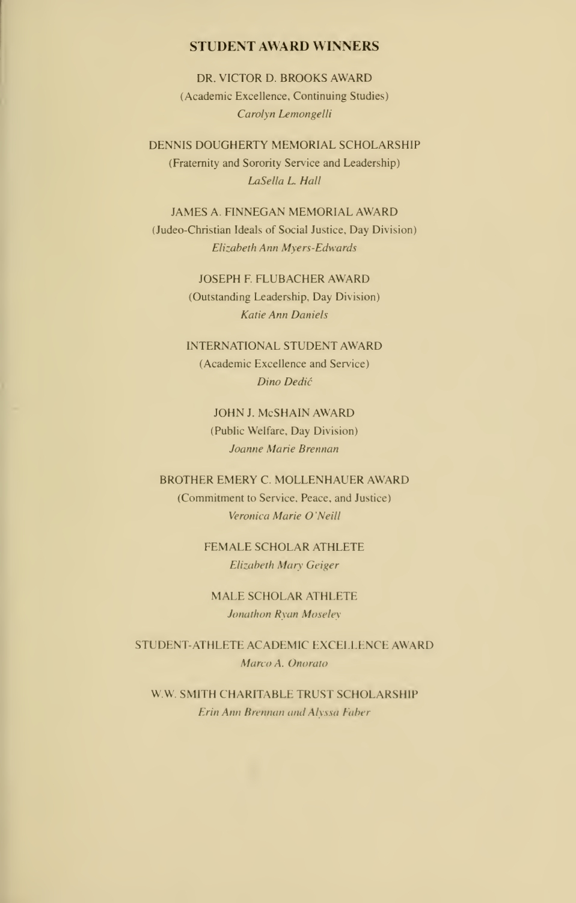## STUDENT AWARD WINNERS

DR. VICTOR D. BROOKS AWARD
(Academic Excellence, Continuing Studies)
*Carolyn Lemongelli*

DENNIS DOUGHERTY MEMORIAL SCHOLARSHIP
(Fraternity and Sorority Service and Leadership)
*LaSella L. Hall*

JAMES A. FINNEGAN MEMORIAL AWARD
(Judeo-Christian Ideals of Social Justice, Day Division)
*Elizabeth Ann Myers-Edwards*

JOSEPH F. FLUBACHER AWARD
(Outstanding Leadership, Day Division)
*Katie Ann Daniels*

INTERNATIONAL STUDENT AWARD
(Academic Excellence and Service)
*Dino Dedić*

JOHN J. McSHAIN AWARD
(Public Welfare, Day Division)
*Joanne Marie Brennan*

BROTHER EMERY C. MOLLENHAUER AWARD
(Commitment to Service, Peace, and Justice)
*Veronica Marie O'Neill*

FEMALE SCHOLAR ATHLETE
*Elizabeth Mary Geiger*

MALE SCHOLAR ATHLETE
*Jonathon Ryan Moseley*

STUDENT-ATHLETE ACADEMIC EXCELLENCE AWARD
*Marco A. Onorato*

W.W. SMITH CHARITABLE TRUST SCHOLARSHIP
*Erin Ann Brennan and Alyssa Faber*